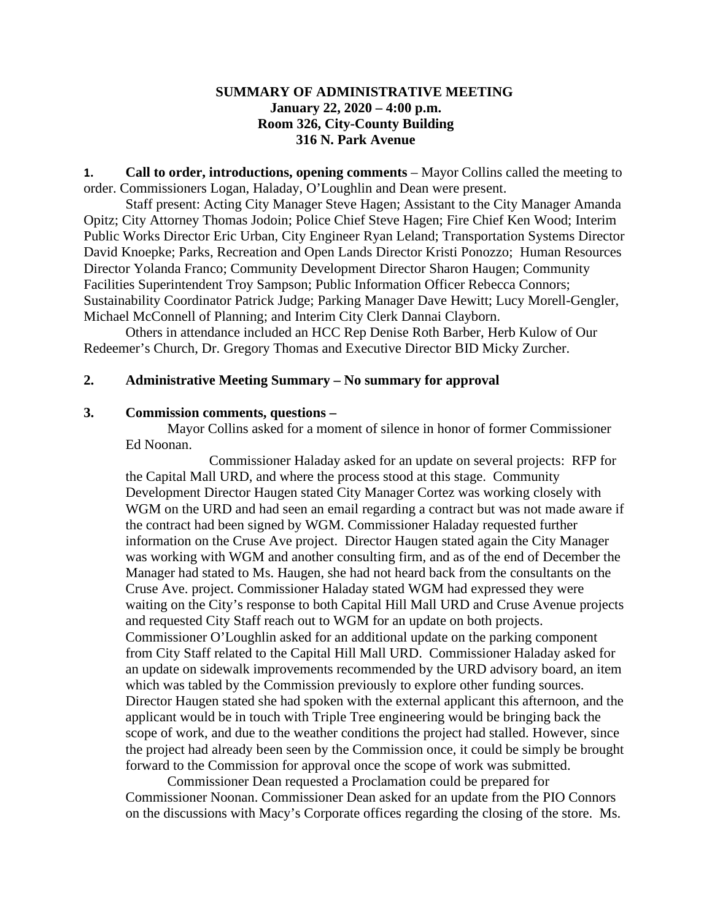**SUMMARY OF ADMINISTRATIVE MEETING**
**January 22, 2020 – 4:00 p.m.**
**Room 326, City-County Building**
**316 N. Park Avenue**

**1. Call to order, introductions, opening comments** – Mayor Collins called the meeting to order. Commissioners Logan, Haladay, O'Loughlin and Dean were present.

Staff present: Acting City Manager Steve Hagen; Assistant to the City Manager Amanda Opitz; City Attorney Thomas Jodoin; Police Chief Steve Hagen; Fire Chief Ken Wood; Interim Public Works Director Eric Urban, City Engineer Ryan Leland; Transportation Systems Director David Knoepke; Parks, Recreation and Open Lands Director Kristi Ponozzo; Human Resources Director Yolanda Franco; Community Development Director Sharon Haugen; Community Facilities Superintendent Troy Sampson; Public Information Officer Rebecca Connors; Sustainability Coordinator Patrick Judge; Parking Manager Dave Hewitt; Lucy Morell-Gengler, Michael McConnell of Planning; and Interim City Clerk Dannai Clayborn.

Others in attendance included an HCC Rep Denise Roth Barber, Herb Kulow of Our Redeemer's Church, Dr. Gregory Thomas and Executive Director BID Micky Zurcher.

**2. Administrative Meeting Summary – No summary for approval**

**3. Commission comments, questions –**

Mayor Collins asked for a moment of silence in honor of former Commissioner Ed Noonan.

Commissioner Haladay asked for an update on several projects: RFP for the Capital Mall URD, and where the process stood at this stage. Community Development Director Haugen stated City Manager Cortez was working closely with WGM on the URD and had seen an email regarding a contract but was not made aware if the contract had been signed by WGM. Commissioner Haladay requested further information on the Cruse Ave project. Director Haugen stated again the City Manager was working with WGM and another consulting firm, and as of the end of December the Manager had stated to Ms. Haugen, she had not heard back from the consultants on the Cruse Ave. project. Commissioner Haladay stated WGM had expressed they were waiting on the City's response to both Capital Hill Mall URD and Cruse Avenue projects and requested City Staff reach out to WGM for an update on both projects. Commissioner O'Loughlin asked for an additional update on the parking component from City Staff related to the Capital Hill Mall URD. Commissioner Haladay asked for an update on sidewalk improvements recommended by the URD advisory board, an item which was tabled by the Commission previously to explore other funding sources. Director Haugen stated she had spoken with the external applicant this afternoon, and the applicant would be in touch with Triple Tree engineering would be bringing back the scope of work, and due to the weather conditions the project had stalled. However, since the project had already been seen by the Commission once, it could be simply be brought forward to the Commission for approval once the scope of work was submitted.

Commissioner Dean requested a Proclamation could be prepared for Commissioner Noonan. Commissioner Dean asked for an update from the PIO Connors on the discussions with Macy's Corporate offices regarding the closing of the store. Ms.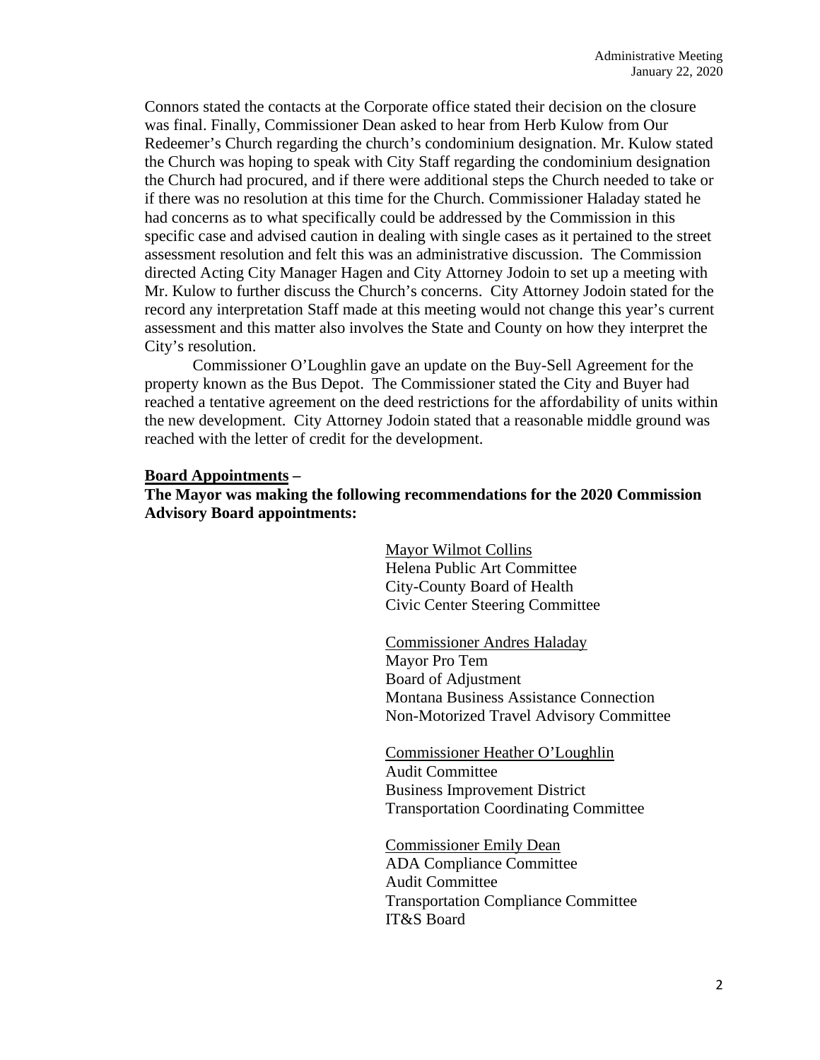Connors stated the contacts at the Corporate office stated their decision on the closure was final. Finally, Commissioner Dean asked to hear from Herb Kulow from Our Redeemer's Church regarding the church's condominium designation. Mr. Kulow stated the Church was hoping to speak with City Staff regarding the condominium designation the Church had procured, and if there were additional steps the Church needed to take or if there was no resolution at this time for the Church. Commissioner Haladay stated he had concerns as to what specifically could be addressed by the Commission in this specific case and advised caution in dealing with single cases as it pertained to the street assessment resolution and felt this was an administrative discussion. The Commission directed Acting City Manager Hagen and City Attorney Jodoin to set up a meeting with Mr. Kulow to further discuss the Church's concerns. City Attorney Jodoin stated for the record any interpretation Staff made at this meeting would not change this year's current assessment and this matter also involves the State and County on how they interpret the City's resolution.

Commissioner O'Loughlin gave an update on the Buy-Sell Agreement for the property known as the Bus Depot. The Commissioner stated the City and Buyer had reached a tentative agreement on the deed restrictions for the affordability of units within the new development. City Attorney Jodoin stated that a reasonable middle ground was reached with the letter of credit for the development.

**Board Appointments –**

**The Mayor was making the following recommendations for the 2020 Commission Advisory Board appointments:**

Mayor Wilmot Collins
Helena Public Art Committee
City-County Board of Health
Civic Center Steering Committee

Commissioner Andres Haladay
Mayor Pro Tem
Board of Adjustment
Montana Business Assistance Connection
Non-Motorized Travel Advisory Committee

Commissioner Heather O'Loughlin
Audit Committee
Business Improvement District
Transportation Coordinating Committee

Commissioner Emily Dean
ADA Compliance Committee
Audit Committee
Transportation Compliance Committee
IT&S Board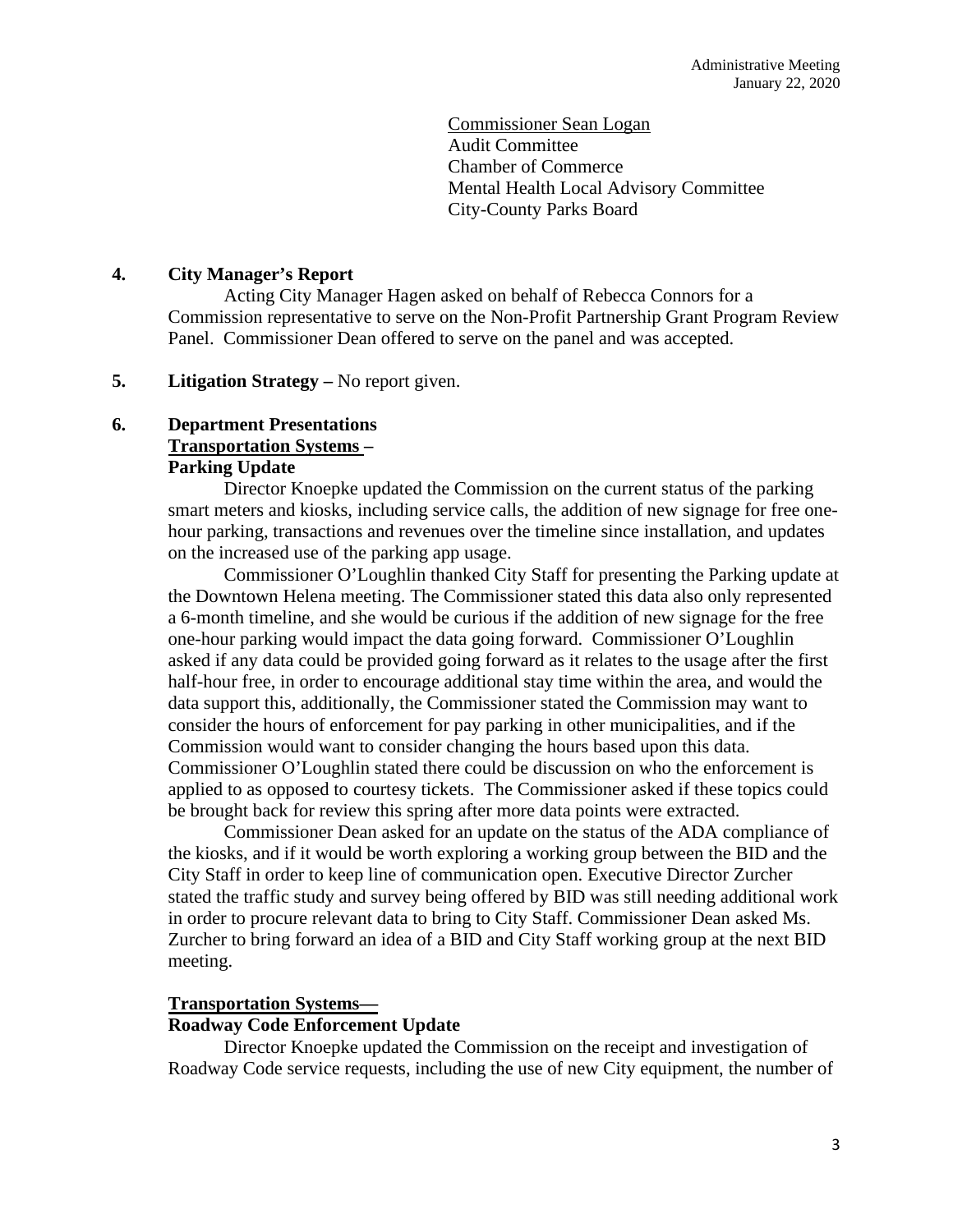Commissioner Sean Logan
Audit Committee
Chamber of Commerce
Mental Health Local Advisory Committee
City-County Parks Board

**4. City Manager's Report**

Acting City Manager Hagen asked on behalf of Rebecca Connors for a Commission representative to serve on the Non-Profit Partnership Grant Program Review Panel. Commissioner Dean offered to serve on the panel and was accepted.

**5. Litigation Strategy –** No report given.

**6. Department Presentations**

**Transportation Systems –**
**Parking Update**

Director Knoepke updated the Commission on the current status of the parking smart meters and kiosks, including service calls, the addition of new signage for free one-hour parking, transactions and revenues over the timeline since installation, and updates on the increased use of the parking app usage.

Commissioner O'Loughlin thanked City Staff for presenting the Parking update at the Downtown Helena meeting. The Commissioner stated this data also only represented a 6-month timeline, and she would be curious if the addition of new signage for the free one-hour parking would impact the data going forward. Commissioner O'Loughlin asked if any data could be provided going forward as it relates to the usage after the first half-hour free, in order to encourage additional stay time within the area, and would the data support this, additionally, the Commissioner stated the Commission may want to consider the hours of enforcement for pay parking in other municipalities, and if the Commission would want to consider changing the hours based upon this data. Commissioner O'Loughlin stated there could be discussion on who the enforcement is applied to as opposed to courtesy tickets. The Commissioner asked if these topics could be brought back for review this spring after more data points were extracted.

Commissioner Dean asked for an update on the status of the ADA compliance of the kiosks, and if it would be worth exploring a working group between the BID and the City Staff in order to keep line of communication open. Executive Director Zurcher stated the traffic study and survey being offered by BID was still needing additional work in order to procure relevant data to bring to City Staff. Commissioner Dean asked Ms. Zurcher to bring forward an idea of a BID and City Staff working group at the next BID meeting.

**Transportation Systems—**
**Roadway Code Enforcement Update**

Director Knoepke updated the Commission on the receipt and investigation of Roadway Code service requests, including the use of new City equipment, the number of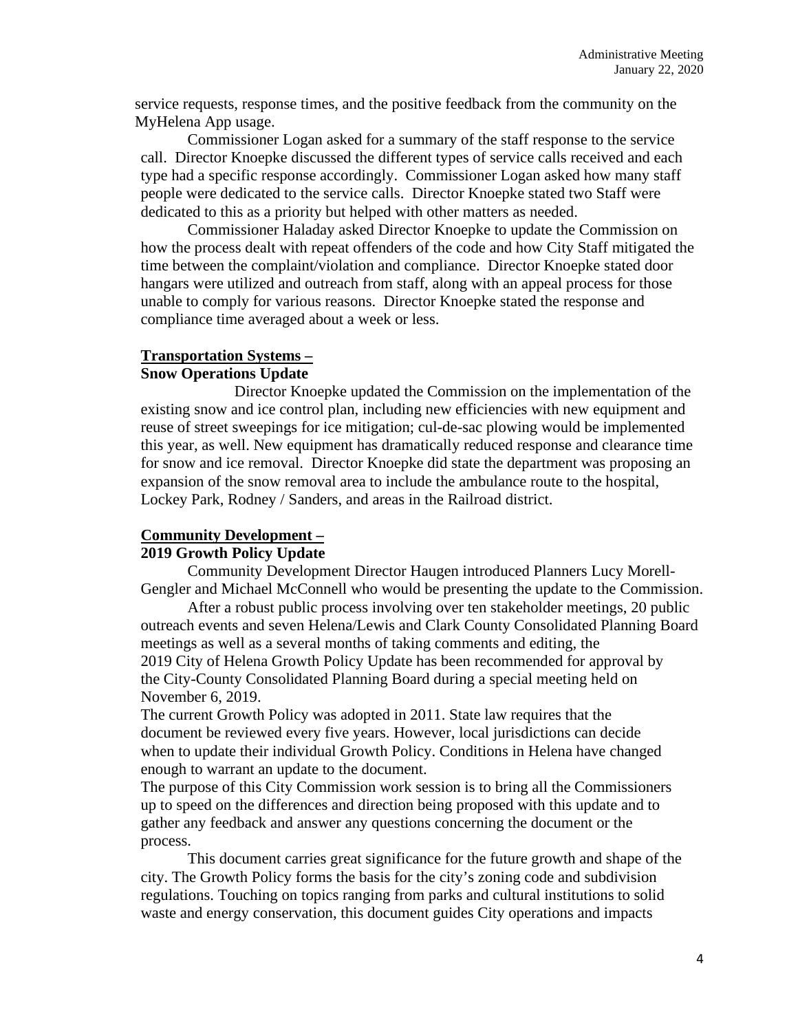service requests, response times, and the positive feedback from the community on the MyHelena App usage.

Commissioner Logan asked for a summary of the staff response to the service call. Director Knoepke discussed the different types of service calls received and each type had a specific response accordingly. Commissioner Logan asked how many staff people were dedicated to the service calls. Director Knoepke stated two Staff were dedicated to this as a priority but helped with other matters as needed.

Commissioner Haladay asked Director Knoepke to update the Commission on how the process dealt with repeat offenders of the code and how City Staff mitigated the time between the complaint/violation and compliance. Director Knoepke stated door hangars were utilized and outreach from staff, along with an appeal process for those unable to comply for various reasons. Director Knoepke stated the response and compliance time averaged about a week or less.

**Transportation Systems –**
**Snow Operations Update**

Director Knoepke updated the Commission on the implementation of the existing snow and ice control plan, including new efficiencies with new equipment and reuse of street sweepings for ice mitigation; cul-de-sac plowing would be implemented this year, as well. New equipment has dramatically reduced response and clearance time for snow and ice removal. Director Knoepke did state the department was proposing an expansion of the snow removal area to include the ambulance route to the hospital, Lockey Park, Rodney / Sanders, and areas in the Railroad district.

**Community Development –**
**2019 Growth Policy Update**

Community Development Director Haugen introduced Planners Lucy Morell-Gengler and Michael McConnell who would be presenting the update to the Commission.

After a robust public process involving over ten stakeholder meetings, 20 public outreach events and seven Helena/Lewis and Clark County Consolidated Planning Board meetings as well as a several months of taking comments and editing, the 2019 City of Helena Growth Policy Update has been recommended for approval by the City-County Consolidated Planning Board during a special meeting held on November 6, 2019.

The current Growth Policy was adopted in 2011. State law requires that the document be reviewed every five years. However, local jurisdictions can decide when to update their individual Growth Policy. Conditions in Helena have changed enough to warrant an update to the document.

The purpose of this City Commission work session is to bring all the Commissioners up to speed on the differences and direction being proposed with this update and to gather any feedback and answer any questions concerning the document or the process.

This document carries great significance for the future growth and shape of the city. The Growth Policy forms the basis for the city's zoning code and subdivision regulations. Touching on topics ranging from parks and cultural institutions to solid waste and energy conservation, this document guides City operations and impacts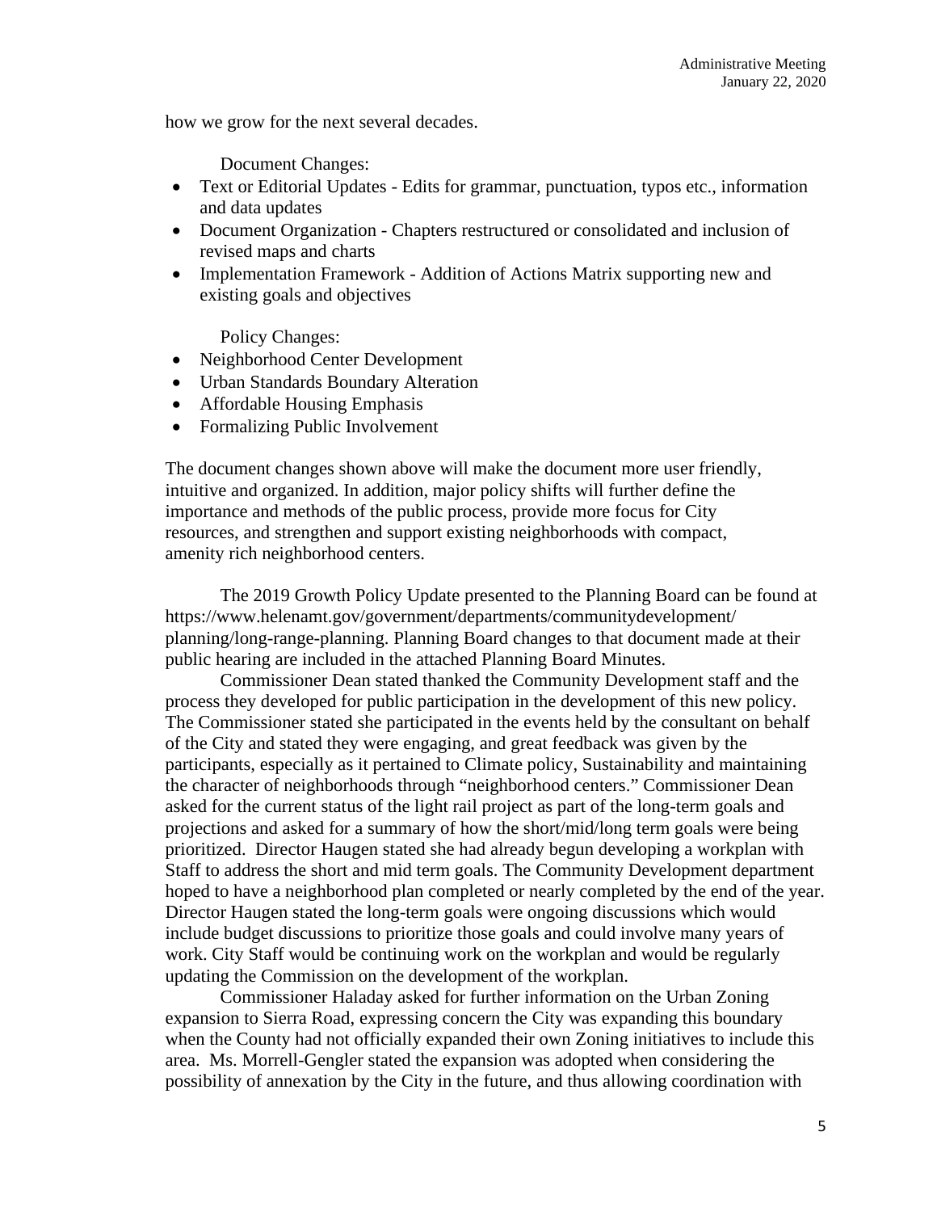how we grow for the next several decades.

Document Changes:

- Text or Editorial Updates - Edits for grammar, punctuation, typos etc., information and data updates
- Document Organization - Chapters restructured or consolidated and inclusion of revised maps and charts
- Implementation Framework - Addition of Actions Matrix supporting new and existing goals and objectives

Policy Changes:

- Neighborhood Center Development
- Urban Standards Boundary Alteration
- Affordable Housing Emphasis
- Formalizing Public Involvement

The document changes shown above will make the document more user friendly, intuitive and organized. In addition, major policy shifts will further define the importance and methods of the public process, provide more focus for City resources, and strengthen and support existing neighborhoods with compact, amenity rich neighborhood centers.

The 2019 Growth Policy Update presented to the Planning Board can be found at https://www.helenamt.gov/government/departments/communitydevelopment/planning/long-range-planning. Planning Board changes to that document made at their public hearing are included in the attached Planning Board Minutes.

Commissioner Dean stated thanked the Community Development staff and the process they developed for public participation in the development of this new policy. The Commissioner stated she participated in the events held by the consultant on behalf of the City and stated they were engaging, and great feedback was given by the participants, especially as it pertained to Climate policy, Sustainability and maintaining the character of neighborhoods through "neighborhood centers." Commissioner Dean asked for the current status of the light rail project as part of the long-term goals and projections and asked for a summary of how the short/mid/long term goals were being prioritized. Director Haugen stated she had already begun developing a workplan with Staff to address the short and mid term goals. The Community Development department hoped to have a neighborhood plan completed or nearly completed by the end of the year. Director Haugen stated the long-term goals were ongoing discussions which would include budget discussions to prioritize those goals and could involve many years of work. City Staff would be continuing work on the workplan and would be regularly updating the Commission on the development of the workplan.

Commissioner Haladay asked for further information on the Urban Zoning expansion to Sierra Road, expressing concern the City was expanding this boundary when the County had not officially expanded their own Zoning initiatives to include this area. Ms. Morrell-Gengler stated the expansion was adopted when considering the possibility of annexation by the City in the future, and thus allowing coordination with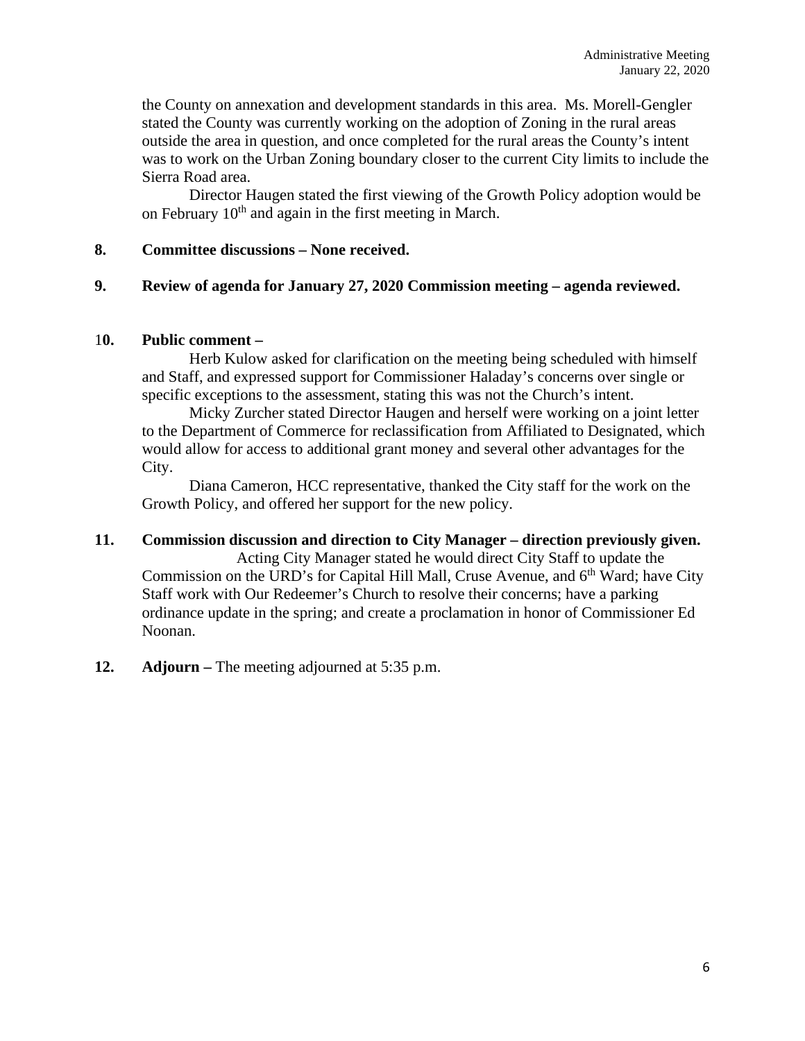the County on annexation and development standards in this area. Ms. Morell-Gengler stated the County was currently working on the adoption of Zoning in the rural areas outside the area in question, and once completed for the rural areas the County's intent was to work on the Urban Zoning boundary closer to the current City limits to include the Sierra Road area.

Director Haugen stated the first viewing of the Growth Policy adoption would be on February 10th and again in the first meeting in March.

**8. Committee discussions – None received.**

**9. Review of agenda for January 27, 2020 Commission meeting – agenda reviewed.**

**10. Public comment –**

Herb Kulow asked for clarification on the meeting being scheduled with himself and Staff, and expressed support for Commissioner Haladay's concerns over single or specific exceptions to the assessment, stating this was not the Church's intent.

Micky Zurcher stated Director Haugen and herself were working on a joint letter to the Department of Commerce for reclassification from Affiliated to Designated, which would allow for access to additional grant money and several other advantages for the City.

Diana Cameron, HCC representative, thanked the City staff for the work on the Growth Policy, and offered her support for the new policy.

**11. Commission discussion and direction to City Manager – direction previously given.**

Acting City Manager stated he would direct City Staff to update the Commission on the URD's for Capital Hill Mall, Cruse Avenue, and 6th Ward; have City Staff work with Our Redeemer's Church to resolve their concerns; have a parking ordinance update in the spring; and create a proclamation in honor of Commissioner Ed Noonan.

**12. Adjourn –** The meeting adjourned at 5:35 p.m.